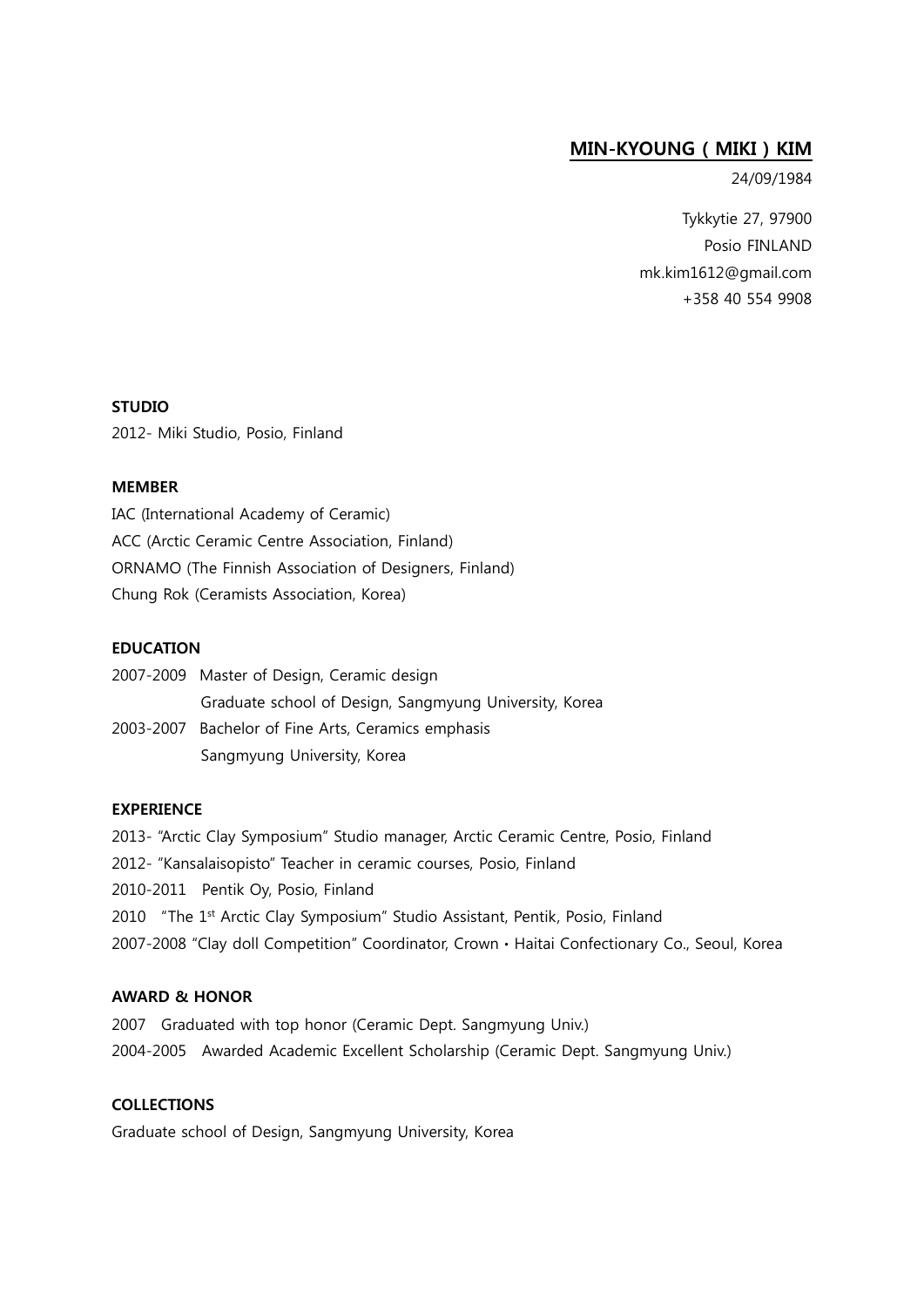# MIN-KYOUNG ( MIKI ) KIM

24/09/1984

Tykkytie 27, 97900
Posio FINLAND
mk.kim1612@gmail.com
+358 40 554 9908

**STUDIO**

2012- Miki Studio, Posio, Finland

**MEMBER**

IAC (International Academy of Ceramic)
ACC (Arctic Ceramic Centre Association, Finland)
ORNAMO (The Finnish Association of Designers, Finland)
Chung Rok (Ceramists Association, Korea)

**EDUCATION**

2007-2009 Master of Design, Ceramic design
Graduate school of Design, Sangmyung University, Korea

2003-2007 Bachelor of Fine Arts, Ceramics emphasis
Sangmyung University, Korea

**EXPERIENCE**

2013- "Arctic Clay Symposium" Studio manager, Arctic Ceramic Centre, Posio, Finland
2012- "Kansalaisopisto" Teacher in ceramic courses, Posio, Finland
2010-2011 Pentik Oy, Posio, Finland
2010 "The 1st Arctic Clay Symposium" Studio Assistant, Pentik, Posio, Finland
2007-2008 "Clay doll Competition" Coordinator, Crown • Haitai Confectionary Co., Seoul, Korea

**AWARD & HONOR**

2007 Graduated with top honor (Ceramic Dept. Sangmyung Univ.)
2004-2005 Awarded Academic Excellent Scholarship (Ceramic Dept. Sangmyung Univ.)

**COLLECTIONS**

Graduate school of Design, Sangmyung University, Korea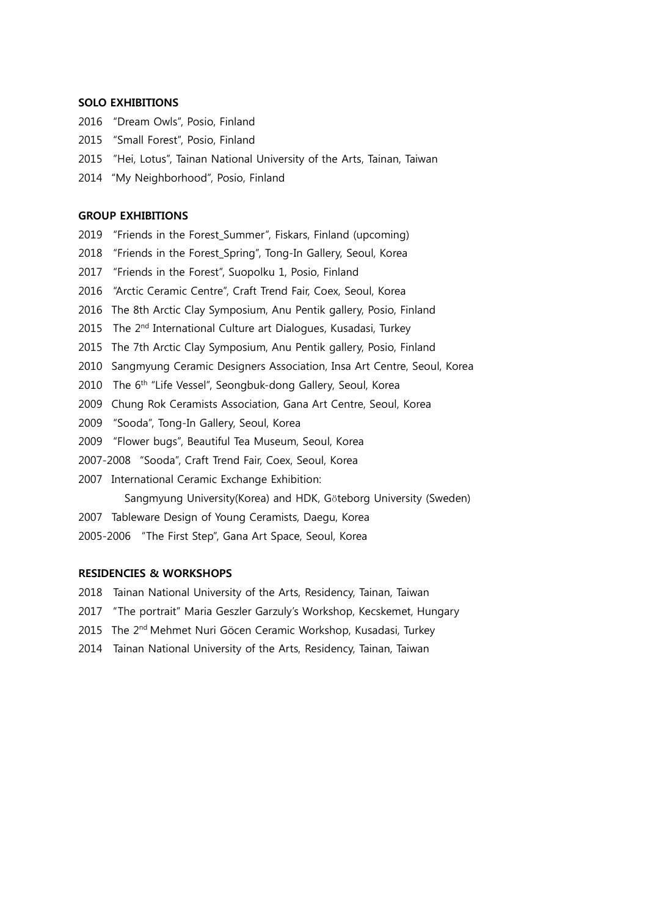**SOLO EXHIBITIONS**

2016 "Dream Owls", Posio, Finland

2015 "Small Forest", Posio, Finland

2015 "Hei, Lotus", Tainan National University of the Arts, Tainan, Taiwan

2014 "My Neighborhood", Posio, Finland

**GROUP EXHIBITIONS**

2019 "Friends in the Forest_Summer", Fiskars, Finland (upcoming)

2018 "Friends in the Forest_Spring", Tong-In Gallery, Seoul, Korea

2017 "Friends in the Forest", Suopolku 1, Posio, Finland

2016 "Arctic Ceramic Centre", Craft Trend Fair, Coex, Seoul, Korea

2016 The 8th Arctic Clay Symposium, Anu Pentik gallery, Posio, Finland

2015 The 2nd International Culture art Dialogues, Kusadasi, Turkey

2015 The 7th Arctic Clay Symposium, Anu Pentik gallery, Posio, Finland

2010 Sangmyung Ceramic Designers Association, Insa Art Centre, Seoul, Korea

2010 The 6th "Life Vessel", Seongbuk-dong Gallery, Seoul, Korea

2009 Chung Rok Ceramists Association, Gana Art Centre, Seoul, Korea

2009 "Sooda", Tong-In Gallery, Seoul, Korea

2009 "Flower bugs", Beautiful Tea Museum, Seoul, Korea

2007-2008 "Sooda", Craft Trend Fair, Coex, Seoul, Korea

2007 International Ceramic Exchange Exhibition:
Sangmyung University(Korea) and HDK, Göteborg University (Sweden)

2007 Tableware Design of Young Ceramists, Daegu, Korea

2005-2006 "The First Step", Gana Art Space, Seoul, Korea

**RESIDENCIES & WORKSHOPS**

2018 Tainan National University of the Arts, Residency, Tainan, Taiwan

2017 "The portrait" Maria Geszler Garzuly's Workshop, Kecskemet, Hungary

2015 The 2nd Mehmet Nuri Göcen Ceramic Workshop, Kusadasi, Turkey

2014 Tainan National University of the Arts, Residency, Tainan, Taiwan